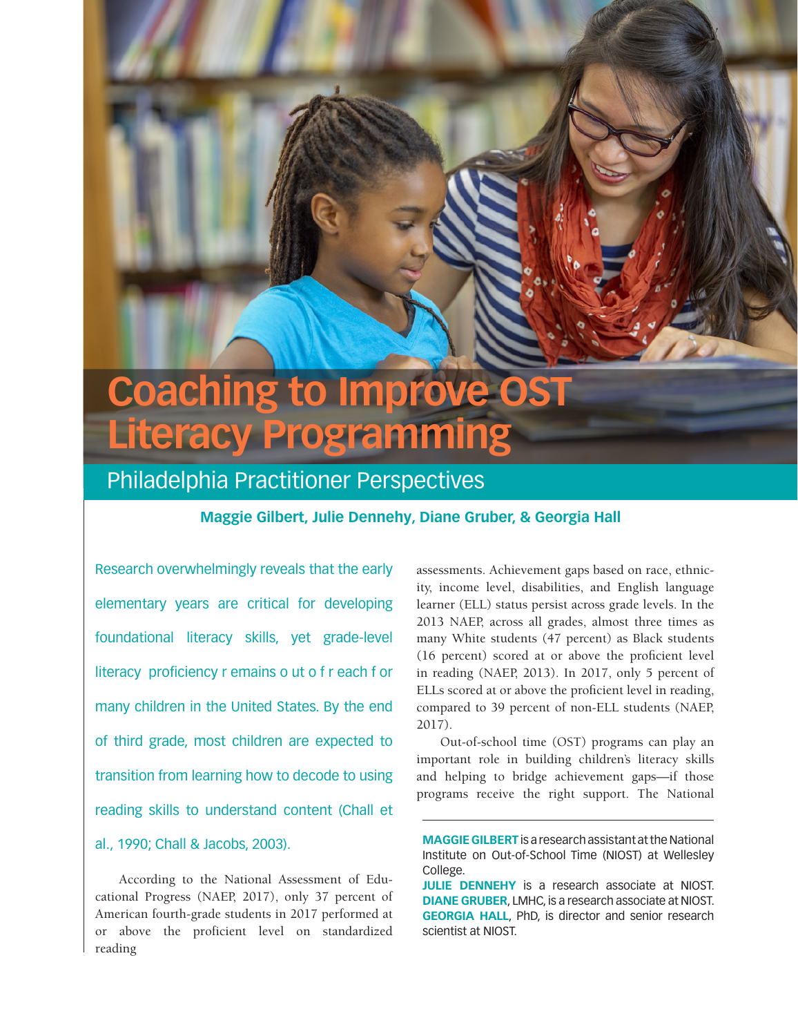# Coaching to Improve OST Literacy Programming

## Philadelphia Practitioner Perspectives

**Maggie Gilbert, Julie Dennehy, Diane Gruber, & Georgia Hall**

Research overwhelmingly reveals that the early elementary years are critical for developing foundational literacy skills, yet grade-level literacy proficiency remains out of reach for many children in the United States. By the end of third grade, most children are expected to transition from learning how to decode to using reading skills to understand content (Chall et al., 1990; Chall & Jacobs, 2003).

According to the National Assessment of Educational Progress (NAEP, 2017), only 37 percent of American fourth-grade students in 2017 performed at or above the proficient level on standardized reading assessments. Achievement gaps based on race, ethnicity, income level, disabilities, and English language learner (ELL) status persist across grade levels. In the 2013 NAEP, across all grades, almost three times as many White students (47 percent) as Black students (16 percent) scored at or above the proficient level in reading (NAEP, 2013). In 2017, only 5 percent of ELLs scored at or above the proficient level in reading, compared to 39 percent of non-ELL students (NAEP, 2017).

Out-of-school time (OST) programs can play an important role in building children's literacy skills and helping to bridge achievement gaps—if those programs receive the right support. The National

---

**MAGGIE GILBERT** is a research assistant at the National Institute on Out-of-School Time (NIOST) at Wellesley College.

**JULIE DENNEHY** is a research associate at NIOST.

**DIANE GRUBER**, LMHC, is a research associate at NIOST.

**GEORGIA HALL**, PhD, is director and senior research scientist at NIOST.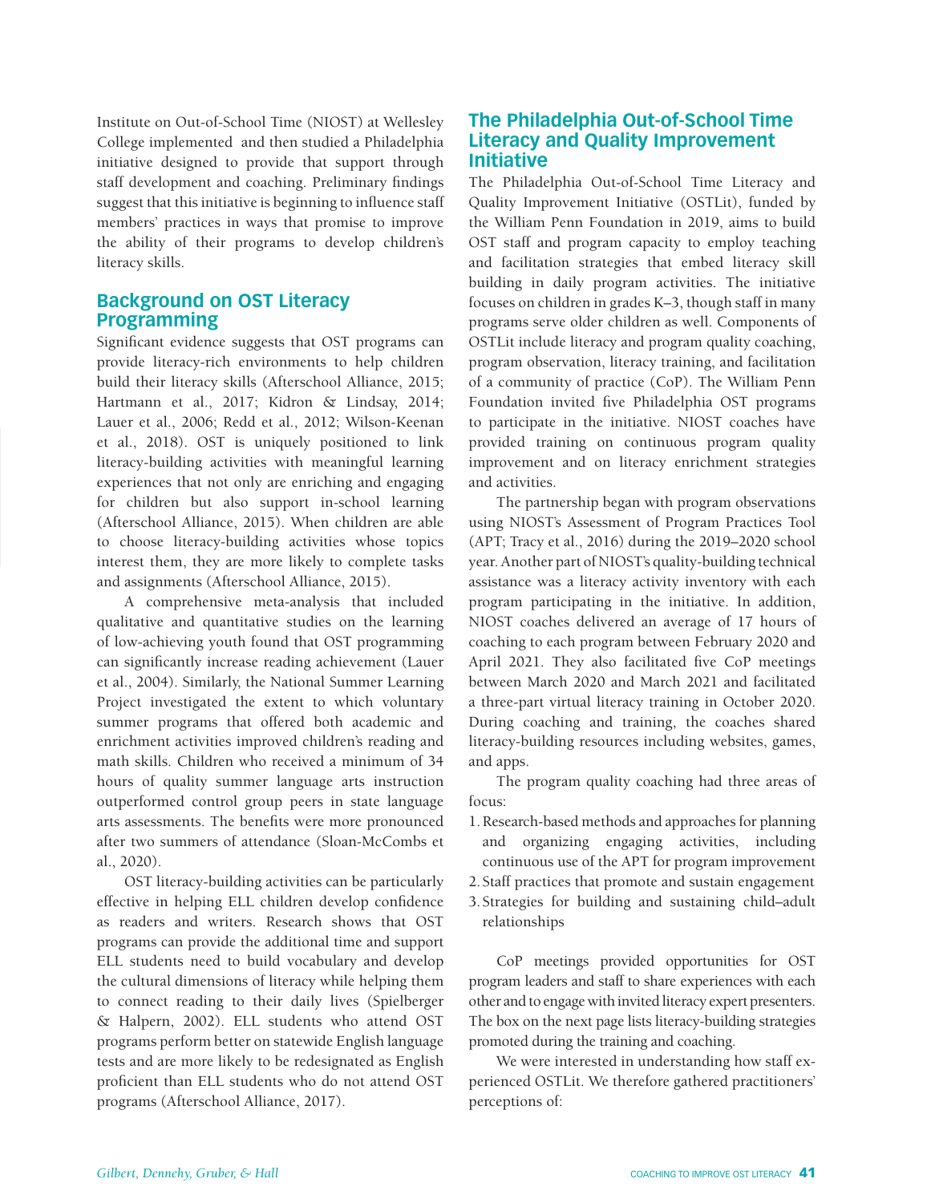Institute on Out-of-School Time (NIOST) at Wellesley College implemented and then studied a Philadelphia initiative designed to provide that support through staff development and coaching. Preliminary findings suggest that this initiative is beginning to influence staff members' practices in ways that promise to improve the ability of their programs to develop children's literacy skills.

## Background on OST Literacy Programming

Significant evidence suggests that OST programs can provide literacy-rich environments to help children build their literacy skills (Afterschool Alliance, 2015; Hartmann et al., 2017; Kidron & Lindsay, 2014; Lauer et al., 2006; Redd et al., 2012; Wilson-Keenan et al., 2018). OST is uniquely positioned to link literacy-building activities with meaningful learning experiences that not only are enriching and engaging for children but also support in-school learning (Afterschool Alliance, 2015). When children are able to choose literacy-building activities whose topics interest them, they are more likely to complete tasks and assignments (Afterschool Alliance, 2015).

A comprehensive meta-analysis that included qualitative and quantitative studies on the learning of low-achieving youth found that OST programming can significantly increase reading achievement (Lauer et al., 2004). Similarly, the National Summer Learning Project investigated the extent to which voluntary summer programs that offered both academic and enrichment activities improved children's reading and math skills. Children who received a minimum of 34 hours of quality summer language arts instruction outperformed control group peers in state language arts assessments. The benefits were more pronounced after two summers of attendance (Sloan-McCombs et al., 2020).

OST literacy-building activities can be particularly effective in helping ELL children develop confidence as readers and writers. Research shows that OST programs can provide the additional time and support ELL students need to build vocabulary and develop the cultural dimensions of literacy while helping them to connect reading to their daily lives (Spielberger & Halpern, 2002). ELL students who attend OST programs perform better on statewide English language tests and are more likely to be redesignated as English proficient than ELL students who do not attend OST programs (Afterschool Alliance, 2017).

## The Philadelphia Out-of-School Time Literacy and Quality Improvement Initiative

The Philadelphia Out-of-School Time Literacy and Quality Improvement Initiative (OSTLit), funded by the William Penn Foundation in 2019, aims to build OST staff and program capacity to employ teaching and facilitation strategies that embed literacy skill building in daily program activities. The initiative focuses on children in grades K–3, though staff in many programs serve older children as well. Components of OSTLit include literacy and program quality coaching, program observation, literacy training, and facilitation of a community of practice (CoP). The William Penn Foundation invited five Philadelphia OST programs to participate in the initiative. NIOST coaches have provided training on continuous program quality improvement and on literacy enrichment strategies and activities.

The partnership began with program observations using NIOST's Assessment of Program Practices Tool (APT; Tracy et al., 2016) during the 2019–2020 school year. Another part of NIOST's quality-building technical assistance was a literacy activity inventory with each program participating in the initiative. In addition, NIOST coaches delivered an average of 17 hours of coaching to each program between February 2020 and April 2021. They also facilitated five CoP meetings between March 2020 and March 2021 and facilitated a three-part virtual literacy training in October 2020. During coaching and training, the coaches shared literacy-building resources including websites, games, and apps.

The program quality coaching had three areas of focus:

1. Research-based methods and approaches for planning and organizing engaging activities, including continuous use of the APT for program improvement
2. Staff practices that promote and sustain engagement
3. Strategies for building and sustaining child–adult relationships

CoP meetings provided opportunities for OST program leaders and staff to share experiences with each other and to engage with invited literacy expert presenters. The box on the next page lists literacy-building strategies promoted during the training and coaching.

We were interested in understanding how staff experienced OSTLit. We therefore gathered practitioners' perceptions of: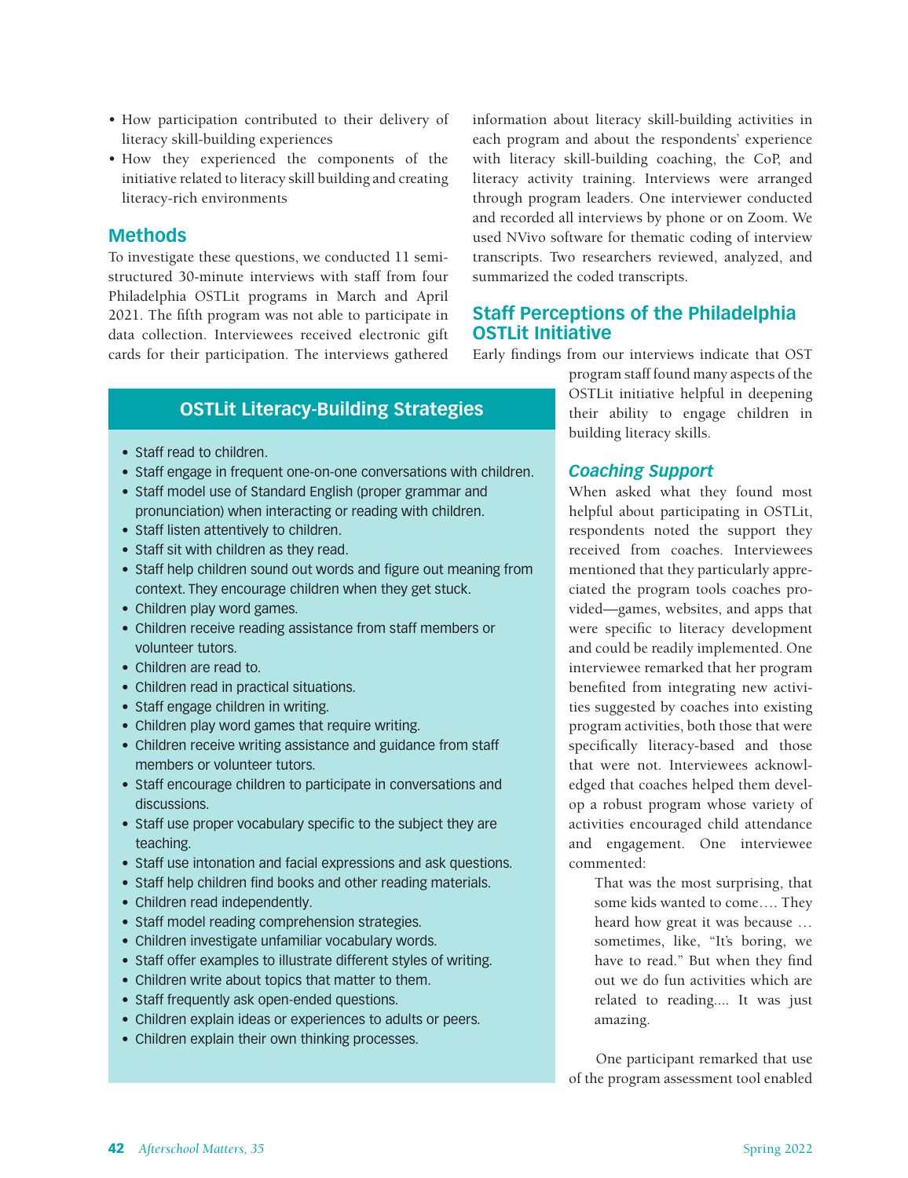- How participation contributed to their delivery of literacy skill-building experiences
- How they experienced the components of the initiative related to literacy skill building and creating literacy-rich environments

## Methods

To investigate these questions, we conducted 11 semi-structured 30-minute interviews with staff from four Philadelphia OSTLit programs in March and April 2021. The fifth program was not able to participate in data collection. Interviewees received electronic gift cards for their participation. The interviews gathered information about literacy skill-building activities in each program and about the respondents' experience with literacy skill-building coaching, the CoP, and literacy activity training. Interviews were arranged through program leaders. One interviewer conducted and recorded all interviews by phone or on Zoom. We used NVivo software for thematic coding of interview transcripts. Two researchers reviewed, analyzed, and summarized the coded transcripts.

## Staff Perceptions of the Philadelphia OSTLit Initiative

Early findings from our interviews indicate that OST program staff found many aspects of the OSTLit initiative helpful in deepening their ability to engage children in building literacy skills.

### *Coaching Support*

When asked what they found most helpful about participating in OSTLit, respondents noted the support they received from coaches. Interviewees mentioned that they particularly appreciated the program tools coaches provided—games, websites, and apps that were specific to literacy development and could be readily implemented. One interviewee remarked that her program benefited from integrating new activities suggested by coaches into existing program activities, both those that were specifically literacy-based and those that were not. Interviewees acknowledged that coaches helped them develop a robust program whose variety of activities encouraged child attendance and engagement. One interviewee commented:

> That was the most surprising, that some kids wanted to come…. They heard how great it was because … sometimes, like, "It's boring, we have to read." But when they find out we do fun activities which are related to reading.... It was just amazing.

One participant remarked that use of the program assessment tool enabled

### OSTLit Literacy-Building Strategies

- Staff read to children.
- Staff engage in frequent one-on-one conversations with children.
- Staff model use of Standard English (proper grammar and pronunciation) when interacting or reading with children.
- Staff listen attentively to children.
- Staff sit with children as they read.
- Staff help children sound out words and figure out meaning from context. They encourage children when they get stuck.
- Children play word games.
- Children receive reading assistance from staff members or volunteer tutors.
- Children are read to.
- Children read in practical situations.
- Staff engage children in writing.
- Children play word games that require writing.
- Children receive writing assistance and guidance from staff members or volunteer tutors.
- Staff encourage children to participate in conversations and discussions.
- Staff use proper vocabulary specific to the subject they are teaching.
- Staff use intonation and facial expressions and ask questions.
- Staff help children find books and other reading materials.
- Children read independently.
- Staff model reading comprehension strategies.
- Children investigate unfamiliar vocabulary words.
- Staff offer examples to illustrate different styles of writing.
- Children write about topics that matter to them.
- Staff frequently ask open-ended questions.
- Children explain ideas or experiences to adults or peers.
- Children explain their own thinking processes.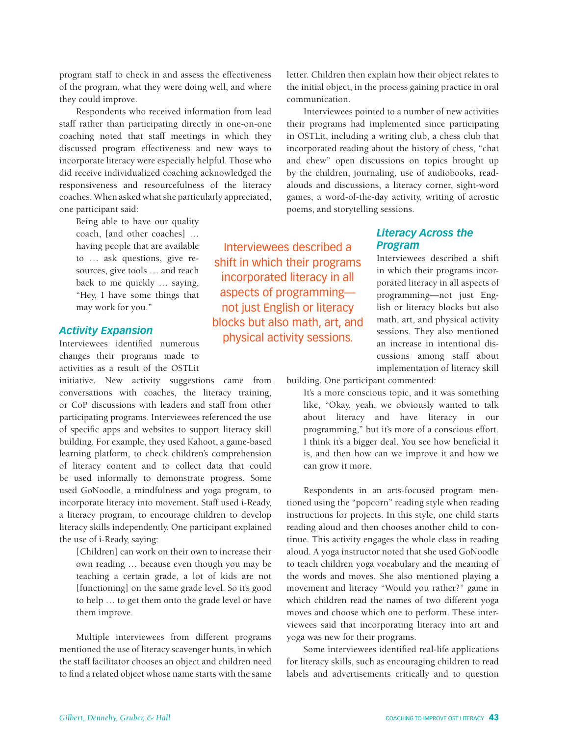program staff to check in and assess the effectiveness of the program, what they were doing well, and where they could improve.

Respondents who received information from lead staff rather than participating directly in one-on-one coaching noted that staff meetings in which they discussed program effectiveness and new ways to incorporate literacy were especially helpful. Those who did receive individualized coaching acknowledged the responsiveness and resourcefulness of the literacy coaches. When asked what she particularly appreciated, one participant said:

> Being able to have our quality coach, [and other coaches] … having people that are available to … ask questions, give resources, give tools … and reach back to me quickly … saying, "Hey, I have some things that may work for you."

### *Activity Expansion*

Interviewees identified numerous changes their programs made to activities as a result of the OSTLit initiative. New activity suggestions came from conversations with coaches, the literacy training, or CoP discussions with leaders and staff from other participating programs. Interviewees referenced the use of specific apps and websites to support literacy skill building. For example, they used Kahoot, a game-based learning platform, to check children's comprehension of literacy content and to collect data that could be used informally to demonstrate progress. Some used GoNoodle, a mindfulness and yoga program, to incorporate literacy into movement. Staff used i-Ready, a literacy program, to encourage children to develop literacy skills independently. One participant explained the use of i-Ready, saying:

> [Children] can work on their own to increase their own reading … because even though you may be teaching a certain grade, a lot of kids are not [functioning] on the same grade level. So it's good to help … to get them onto the grade level or have them improve.

Multiple interviewees from different programs mentioned the use of literacy scavenger hunts, in which the staff facilitator chooses an object and children need to find a related object whose name starts with the same letter. Children then explain how their object relates to the initial object, in the process gaining practice in oral communication.

Interviewees pointed to a number of new activities their programs had implemented since participating in OSTLit, including a writing club, a chess club that incorporated reading about the history of chess, "chat and chew" open discussions on topics brought up by the children, journaling, use of audiobooks, read-alouds and discussions, a literacy corner, sight-word games, a word-of-the-day activity, writing of acrostic poems, and storytelling sessions.

> Interviewees described a shift in which their programs incorporated literacy in all aspects of programming—not just English or literacy blocks but also math, art, and physical activity sessions.

### *Literacy Across the Program*

Interviewees described a shift in which their programs incorporated literacy in all aspects of programming—not just English or literacy blocks but also math, art, and physical activity sessions. They also mentioned an increase in intentional discussions among staff about implementation of literacy skill building. One participant commented:

> It's a more conscious topic, and it was something like, "Okay, yeah, we obviously wanted to talk about literacy and have literacy in our programming," but it's more of a conscious effort. I think it's a bigger deal. You see how beneficial it is, and then how can we improve it and how we can grow it more.

Respondents in an arts-focused program mentioned using the "popcorn" reading style when reading instructions for projects. In this style, one child starts reading aloud and then chooses another child to continue. This activity engages the whole class in reading aloud. A yoga instructor noted that she used GoNoodle to teach children yoga vocabulary and the meaning of the words and moves. She also mentioned playing a movement and literacy "Would you rather?" game in which children read the names of two different yoga moves and choose which one to perform. These interviewees said that incorporating literacy into art and yoga was new for their programs.

Some interviewees identified real-life applications for literacy skills, such as encouraging children to read labels and advertisements critically and to question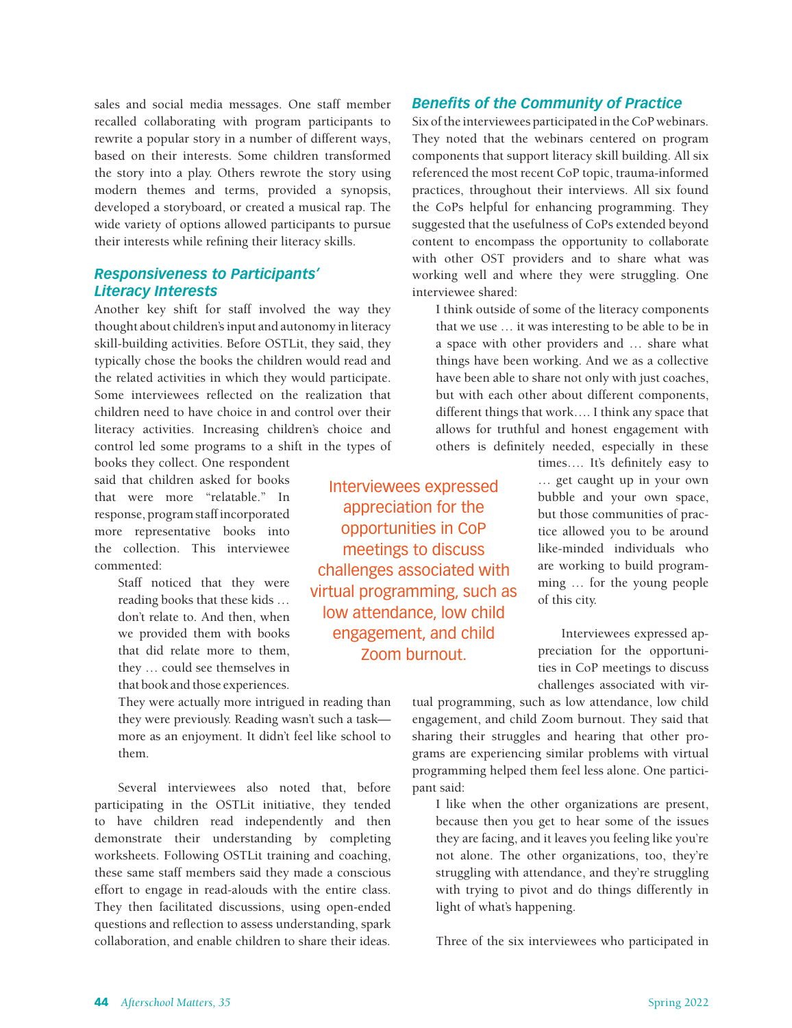sales and social media messages. One staff member recalled collaborating with program participants to rewrite a popular story in a number of different ways, based on their interests. Some children transformed the story into a play. Others rewrote the story using modern themes and terms, provided a synopsis, developed a storyboard, or created a musical rap. The wide variety of options allowed participants to pursue their interests while refining their literacy skills.

### *Responsiveness to Participants' Literacy Interests*

Another key shift for staff involved the way they thought about children's input and autonomy in literacy skill-building activities. Before OSTLit, they said, they typically chose the books the children would read and the related activities in which they would participate. Some interviewees reflected on the realization that children need to have choice in and control over their literacy activities. Increasing children's choice and control led some programs to a shift in the types of books they collect. One respondent said that children asked for books that were more "relatable." In response, program staff incorporated more representative books into the collection. This interviewee commented:

> Staff noticed that they were reading books that these kids … don't relate to. And then, when we provided them with books that did relate more to them, they … could see themselves in that book and those experiences. They were actually more intrigued in reading than they were previously. Reading wasn't such a task—more as an enjoyment. It didn't feel like school to them.

Several interviewees also noted that, before participating in the OSTLit initiative, they tended to have children read independently and then demonstrate their understanding by completing worksheets. Following OSTLit training and coaching, these same staff members said they made a conscious effort to engage in read-alouds with the entire class. They then facilitated discussions, using open-ended questions and reflection to assess understanding, spark collaboration, and enable children to share their ideas.

### *Benefits of the Community of Practice*

Six of the interviewees participated in the CoP webinars. They noted that the webinars centered on program components that support literacy skill building. All six referenced the most recent CoP topic, trauma-informed practices, throughout their interviews. All six found the CoPs helpful for enhancing programming. They suggested that the usefulness of CoPs extended beyond content to encompass the opportunity to collaborate with other OST providers and to share what was working well and where they were struggling. One interviewee shared:

> I think outside of some of the literacy components that we use … it was interesting to be able to be in a space with other providers and … share what things have been working. And we as a collective have been able to share not only with just coaches, but with each other about different components, different things that work…. I think any space that allows for truthful and honest engagement with others is definitely needed, especially in these times…. It's definitely easy to … get caught up in your own bubble and your own space, but those communities of practice allowed you to be around like-minded individuals who are working to build programming … for the young people of this city.

> Interviewees expressed appreciation for the opportunities in CoP meetings to discuss challenges associated with virtual programming, such as low attendance, low child engagement, and child Zoom burnout.

Interviewees expressed appreciation for the opportunities in CoP meetings to discuss challenges associated with virtual programming, such as low attendance, low child engagement, and child Zoom burnout. They said that sharing their struggles and hearing that other programs are experiencing similar problems with virtual programming helped them feel less alone. One participant said:

> I like when the other organizations are present, because then you get to hear some of the issues they are facing, and it leaves you feeling like you're not alone. The other organizations, too, they're struggling with attendance, and they're struggling with trying to pivot and do things differently in light of what's happening.

Three of the six interviewees who participated in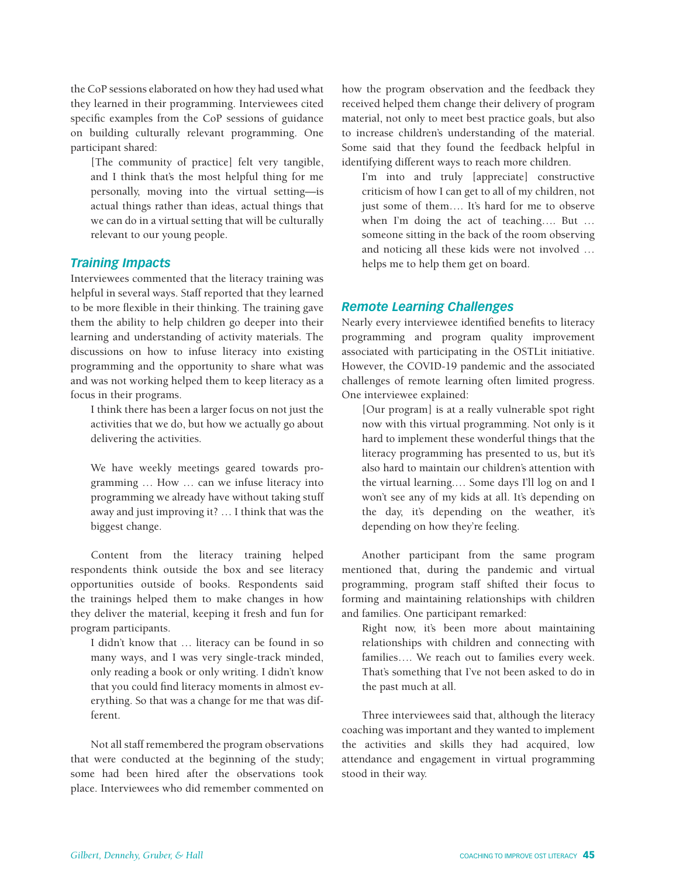the CoP sessions elaborated on how they had used what they learned in their programming. Interviewees cited specific examples from the CoP sessions of guidance on building culturally relevant programming. One participant shared:

> [The community of practice] felt very tangible, and I think that's the most helpful thing for me personally, moving into the virtual setting—is actual things rather than ideas, actual things that we can do in a virtual setting that will be culturally relevant to our young people.

## *Training Impacts*

Interviewees commented that the literacy training was helpful in several ways. Staff reported that they learned to be more flexible in their thinking. The training gave them the ability to help children go deeper into their learning and understanding of activity materials. The discussions on how to infuse literacy into existing programming and the opportunity to share what was and was not working helped them to keep literacy as a focus in their programs.

> I think there has been a larger focus on not just the activities that we do, but how we actually go about delivering the activities.
>
> We have weekly meetings geared towards programming … How … can we infuse literacy into programming we already have without taking stuff away and just improving it? … I think that was the biggest change.

Content from the literacy training helped respondents think outside the box and see literacy opportunities outside of books. Respondents said the trainings helped them to make changes in how they deliver the material, keeping it fresh and fun for program participants.

> I didn't know that … literacy can be found in so many ways, and I was very single-track minded, only reading a book or only writing. I didn't know that you could find literacy moments in almost everything. So that was a change for me that was different.

Not all staff remembered the program observations that were conducted at the beginning of the study; some had been hired after the observations took place. Interviewees who did remember commented on how the program observation and the feedback they received helped them change their delivery of program material, not only to meet best practice goals, but also to increase children's understanding of the material. Some said that they found the feedback helpful in identifying different ways to reach more children.

> I'm into and truly [appreciate] constructive criticism of how I can get to all of my children, not just some of them…. It's hard for me to observe when I'm doing the act of teaching…. But … someone sitting in the back of the room observing and noticing all these kids were not involved … helps me to help them get on board.

## *Remote Learning Challenges*

Nearly every interviewee identified benefits to literacy programming and program quality improvement associated with participating in the OSTLit initiative. However, the COVID-19 pandemic and the associated challenges of remote learning often limited progress. One interviewee explained:

> [Our program] is at a really vulnerable spot right now with this virtual programming. Not only is it hard to implement these wonderful things that the literacy programming has presented to us, but it's also hard to maintain our children's attention with the virtual learning…. Some days I'll log on and I won't see any of my kids at all. It's depending on the day, it's depending on the weather, it's depending on how they're feeling.

Another participant from the same program mentioned that, during the pandemic and virtual programming, program staff shifted their focus to forming and maintaining relationships with children and families. One participant remarked:

> Right now, it's been more about maintaining relationships with children and connecting with families…. We reach out to families every week. That's something that I've not been asked to do in the past much at all.

Three interviewees said that, although the literacy coaching was important and they wanted to implement the activities and skills they had acquired, low attendance and engagement in virtual programming stood in their way.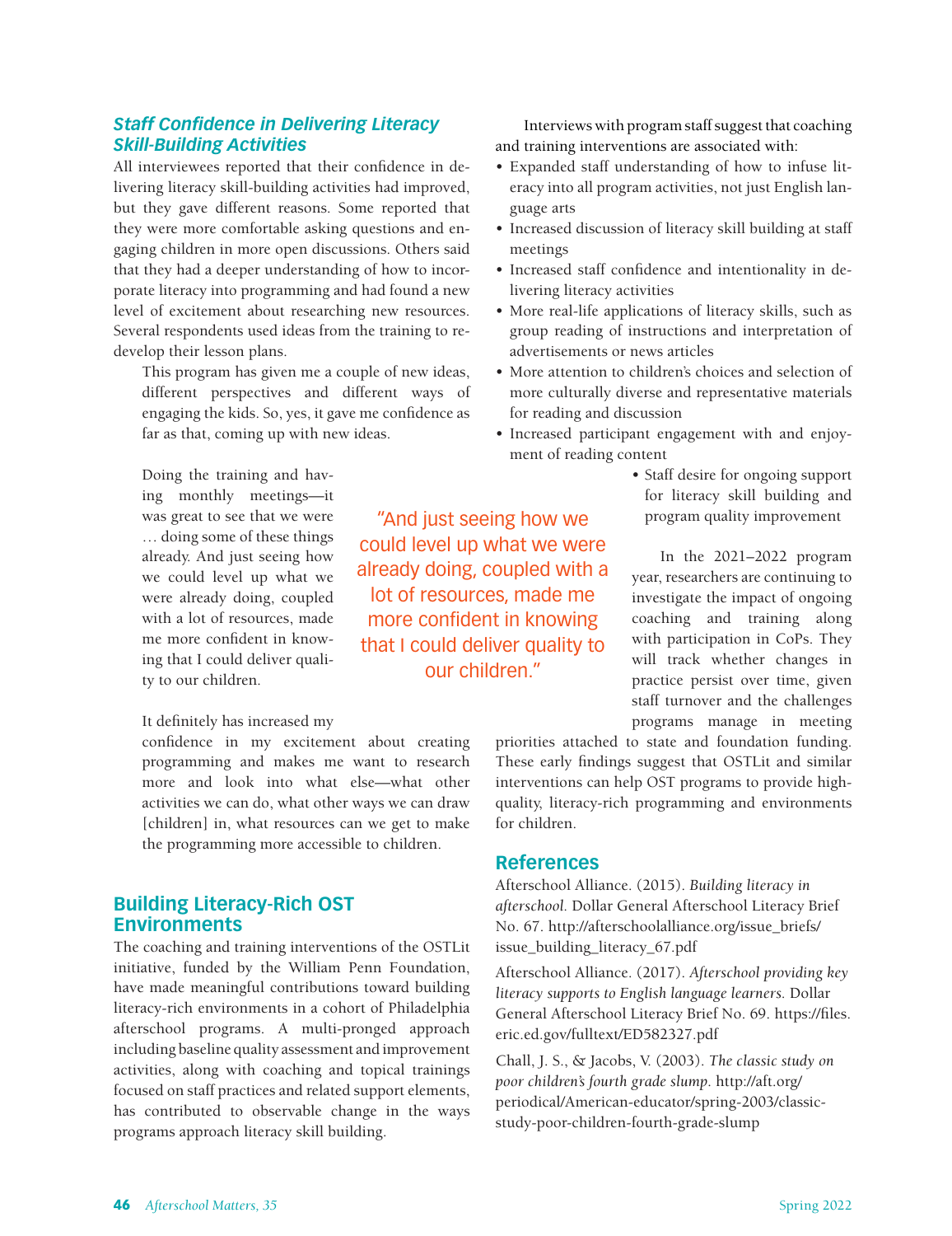### *Staff Confidence in Delivering Literacy Skill-Building Activities*

All interviewees reported that their confidence in delivering literacy skill-building activities had improved, but they gave different reasons. Some reported that they were more comfortable asking questions and engaging children in more open discussions. Others said that they had a deeper understanding of how to incorporate literacy into programming and had found a new level of excitement about researching new resources. Several respondents used ideas from the training to redevelop their lesson plans.

> This program has given me a couple of new ideas, different perspectives and different ways of engaging the kids. So, yes, it gave me confidence as far as that, coming up with new ideas.

> Doing the training and having monthly meetings—it was great to see that we were … doing some of these things already. And just seeing how we could level up what we were already doing, coupled with a lot of resources, made me more confident in knowing that I could deliver quality to our children.

> It definitely has increased my confidence in my excitement about creating programming and makes me want to research more and look into what else—what other activities we can do, what other ways we can draw [children] in, what resources can we get to make the programming more accessible to children.

"And just seeing how we could level up what we were already doing, coupled with a lot of resources, made me more confident in knowing that I could deliver quality to our children."

## Building Literacy-Rich OST Environments

The coaching and training interventions of the OSTLit initiative, funded by the William Penn Foundation, have made meaningful contributions toward building literacy-rich environments in a cohort of Philadelphia afterschool programs. A multi-pronged approach including baseline quality assessment and improvement activities, along with coaching and topical trainings focused on staff practices and related support elements, has contributed to observable change in the ways programs approach literacy skill building.

Interviews with program staff suggest that coaching and training interventions are associated with:

- Expanded staff understanding of how to infuse literacy into all program activities, not just English language arts
- Increased discussion of literacy skill building at staff meetings
- Increased staff confidence and intentionality in delivering literacy activities
- More real-life applications of literacy skills, such as group reading of instructions and interpretation of advertisements or news articles
- More attention to children's choices and selection of more culturally diverse and representative materials for reading and discussion
- Increased participant engagement with and enjoyment of reading content
- Staff desire for ongoing support for literacy skill building and program quality improvement

In the 2021–2022 program year, researchers are continuing to investigate the impact of ongoing coaching and training along with participation in CoPs. They will track whether changes in practice persist over time, given staff turnover and the challenges programs manage in meeting priorities attached to state and foundation funding. These early findings suggest that OSTLit and similar interventions can help OST programs to provide high-quality, literacy-rich programming and environments for children.

## References

Afterschool Alliance. (2015). *Building literacy in afterschool.* Dollar General Afterschool Literacy Brief No. 67. http://afterschoolalliance.org/issue_briefs/issue_building_literacy_67.pdf

Afterschool Alliance. (2017). *Afterschool providing key literacy supports to English language learners.* Dollar General Afterschool Literacy Brief No. 69. https://files.eric.ed.gov/fulltext/ED582327.pdf

Chall, J. S., & Jacobs, V. (2003). *The classic study on poor children's fourth grade slump.* http://aft.org/periodical/American-educator/spring-2003/classic-study-poor-children-fourth-grade-slump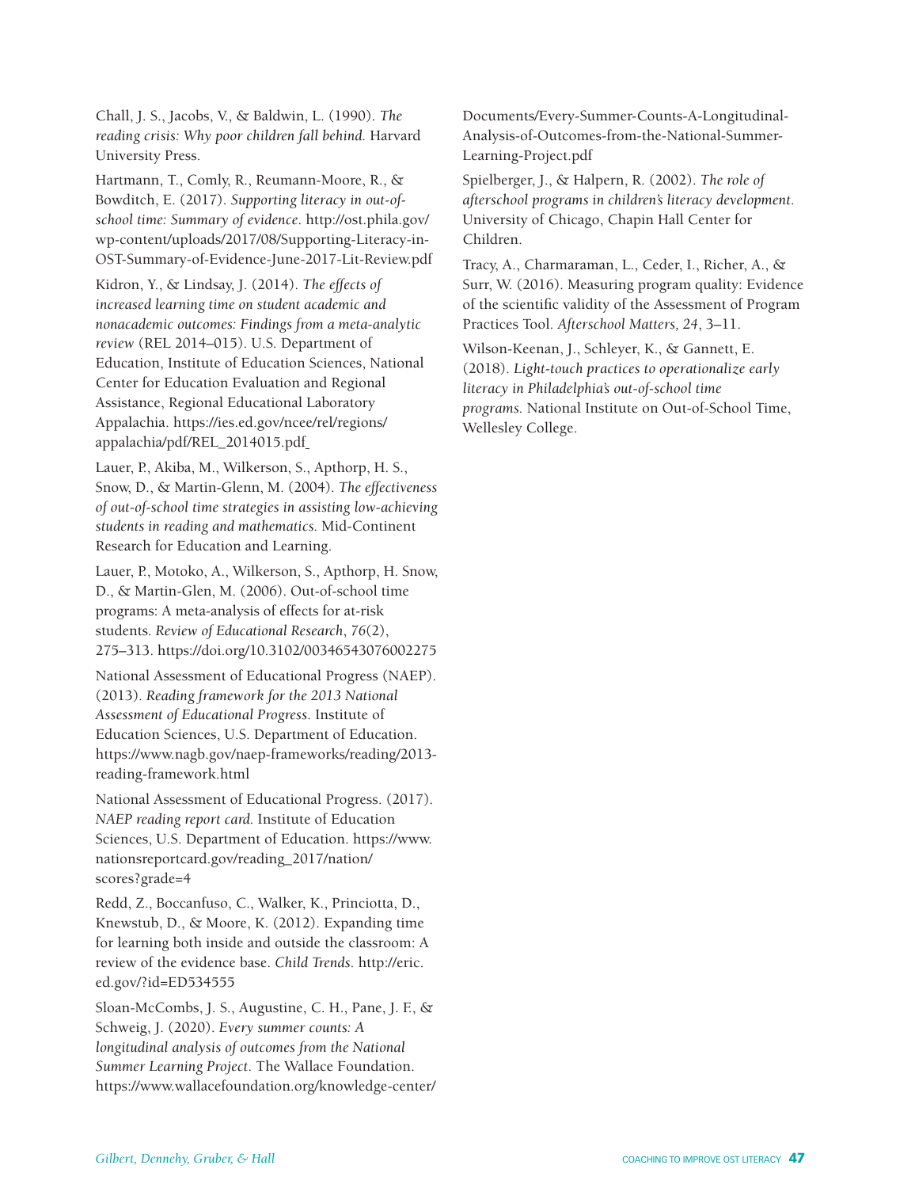Chall, J. S., Jacobs, V., & Baldwin, L. (1990). *The reading crisis: Why poor children fall behind.* Harvard University Press.

Hartmann, T., Comly, R., Reumann-Moore, R., & Bowditch, E. (2017). *Supporting literacy in out-of-school time: Summary of evidence*. http://ost.phila.gov/wp-content/uploads/2017/08/Supporting-Literacy-in-OST-Summary-of-Evidence-June-2017-Lit-Review.pdf

Kidron, Y., & Lindsay, J. (2014). *The effects of increased learning time on student academic and nonacademic outcomes: Findings from a meta-analytic review* (REL 2014–015). U.S. Department of Education, Institute of Education Sciences, National Center for Education Evaluation and Regional Assistance, Regional Educational Laboratory Appalachia. https://ies.ed.gov/ncee/rel/regions/appalachia/pdf/REL_2014015.pdf

Lauer, P., Akiba, M., Wilkerson, S., Apthorp, H. S., Snow, D., & Martin-Glenn, M. (2004). *The effectiveness of out-of-school time strategies in assisting low-achieving students in reading and mathematics.* Mid-Continent Research for Education and Learning.

Lauer, P., Motoko, A., Wilkerson, S., Apthorp, H. Snow, D., & Martin-Glen, M. (2006). Out-of-school time programs: A meta-analysis of effects for at-risk students. *Review of Educational Research*, *76*(2), 275–313. https://doi.org/10.3102/00346543076002275

National Assessment of Educational Progress (NAEP). (2013). *Reading framework for the 2013 National Assessment of Educational Progress*. Institute of Education Sciences, U.S. Department of Education. https://www.nagb.gov/naep-frameworks/reading/2013-reading-framework.html

National Assessment of Educational Progress. (2017). *NAEP reading report card.* Institute of Education Sciences, U.S. Department of Education. https://www.nationsreportcard.gov/reading_2017/nation/scores?grade=4

Redd, Z., Boccanfuso, C., Walker, K., Princiotta, D., Knewstub, D., & Moore, K. (2012). Expanding time for learning both inside and outside the classroom: A review of the evidence base. *Child Trends.* http://eric.ed.gov/?id=ED534555

Sloan-McCombs, J. S., Augustine, C. H., Pane, J. F., & Schweig, J. (2020). *Every summer counts: A longitudinal analysis of outcomes from the National Summer Learning Project*. The Wallace Foundation. https://www.wallacefoundation.org/knowledge-center/Documents/Every-Summer-Counts-A-Longitudinal-Analysis-of-Outcomes-from-the-National-Summer-Learning-Project.pdf

Spielberger, J., & Halpern, R. (2002). *The role of afterschool programs in children's literacy development.* University of Chicago, Chapin Hall Center for Children.

Tracy, A., Charmaraman, L., Ceder, I., Richer, A., & Surr, W. (2016). Measuring program quality: Evidence of the scientific validity of the Assessment of Program Practices Tool. *Afterschool Matters, 24*, 3–11.

Wilson-Keenan, J., Schleyer, K., & Gannett, E. (2018). *Light-touch practices to operationalize early literacy in Philadelphia's out-of-school time programs.* National Institute on Out-of-School Time, Wellesley College.